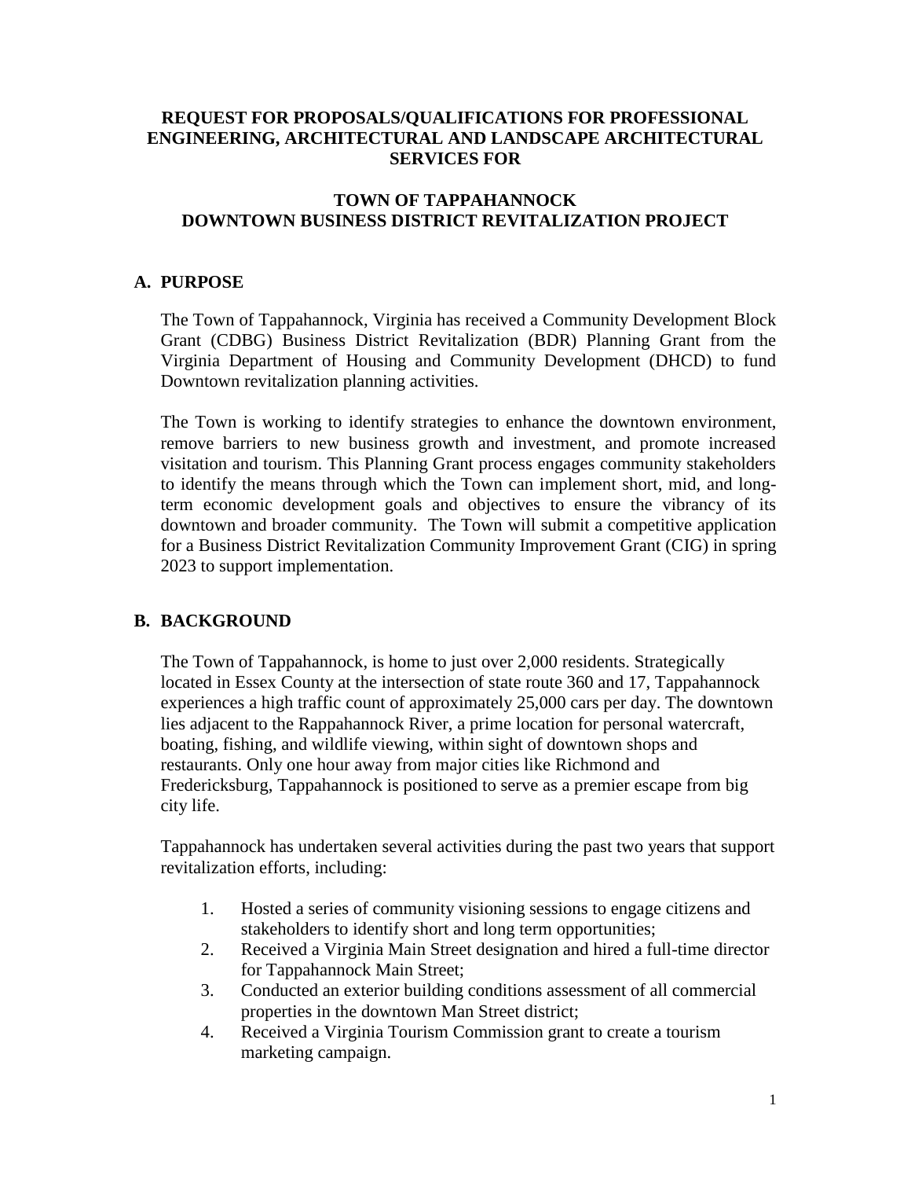# REQUEST FOR PROPOSALS/QUALIFICATIONS FOR PROFESSIONAL ENGINEERING, ARCHITECTURAL AND LANDSCAPE ARCHITECTURAL SERVICES FOR

# TOWN OF TAPPAHANNOCK DOWNTOWN BUSINESS DISTRICT REVITALIZATION PROJECT

## A. PURPOSE

The Town of Tappahannock, Virginia has received a Community Development Block Grant (CDBG) Business District Revitalization (BDR) Planning Grant from the Virginia Department of Housing and Community Development (DHCD) to fund Downtown revitalization planning activities.

The Town is working to identify strategies to enhance the downtown environment, remove barriers to new business growth and investment, and promote increased visitation and tourism. This Planning Grant process engages community stakeholders to identify the means through which the Town can implement short, mid, and long-term economic development goals and objectives to ensure the vibrancy of its downtown and broader community. The Town will submit a competitive application for a Business District Revitalization Community Improvement Grant (CIG) in spring 2023 to support implementation.

## B. BACKGROUND

The Town of Tappahannock, is home to just over 2,000 residents. Strategically located in Essex County at the intersection of state route 360 and 17, Tappahannock experiences a high traffic count of approximately 25,000 cars per day. The downtown lies adjacent to the Rappahannock River, a prime location for personal watercraft, boating, fishing, and wildlife viewing, within sight of downtown shops and restaurants. Only one hour away from major cities like Richmond and Fredericksburg, Tappahannock is positioned to serve as a premier escape from big city life.

Tappahannock has undertaken several activities during the past two years that support revitalization efforts, including:

1. Hosted a series of community visioning sessions to engage citizens and stakeholders to identify short and long term opportunities;
2. Received a Virginia Main Street designation and hired a full-time director for Tappahannock Main Street;
3. Conducted an exterior building conditions assessment of all commercial properties in the downtown Man Street district;
4. Received a Virginia Tourism Commission grant to create a tourism marketing campaign.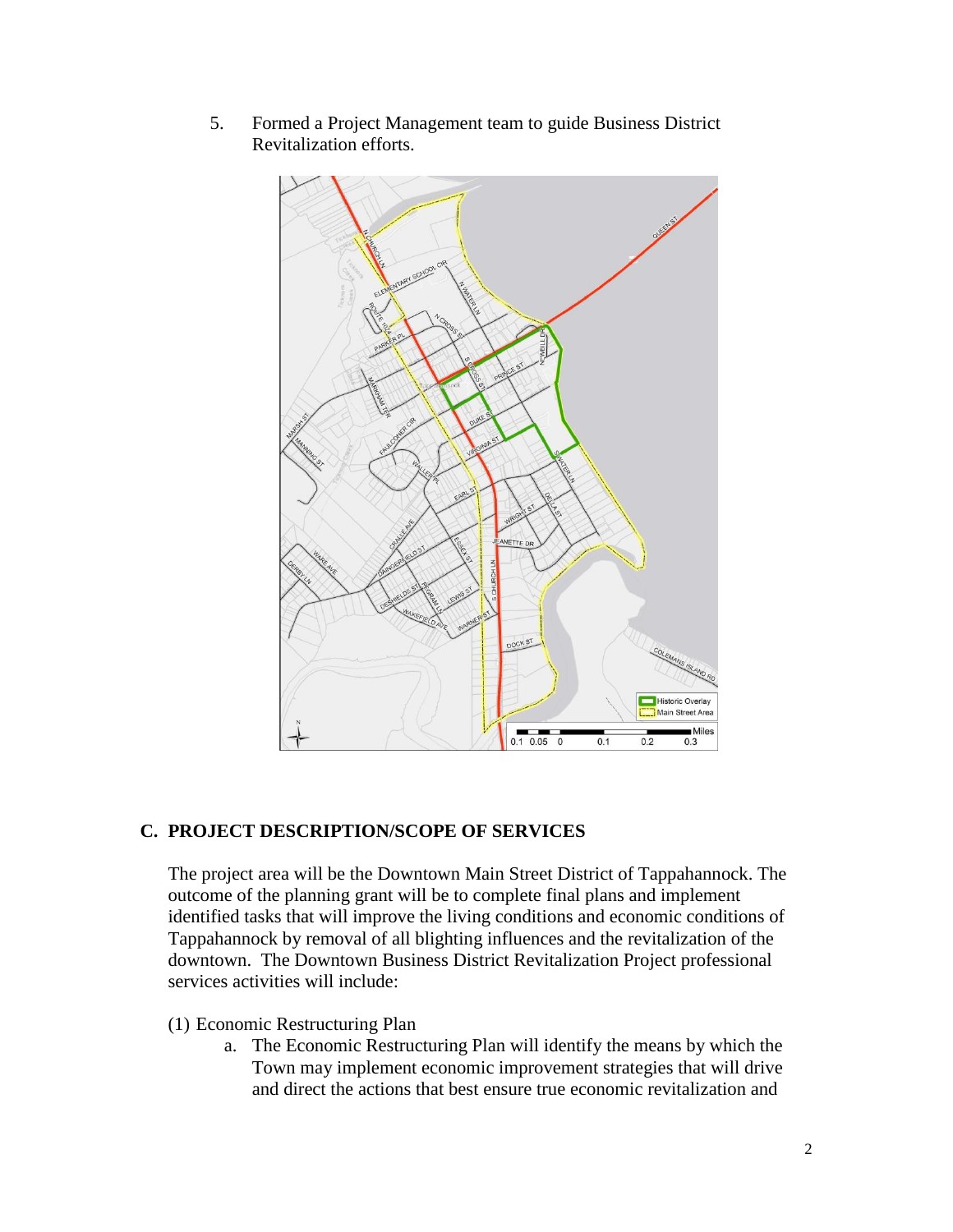5. Formed a Project Management team to guide Business District Revitalization efforts.

## C. PROJECT DESCRIPTION/SCOPE OF SERVICES

The project area will be the Downtown Main Street District of Tappahannock. The outcome of the planning grant will be to complete final plans and implement identified tasks that will improve the living conditions and economic conditions of Tappahannock by removal of all blighting influences and the revitalization of the downtown. The Downtown Business District Revitalization Project professional services activities will include:

(1) Economic Restructuring Plan

a. The Economic Restructuring Plan will identify the means by which the Town may implement economic improvement strategies that will drive and direct the actions that best ensure true economic revitalization and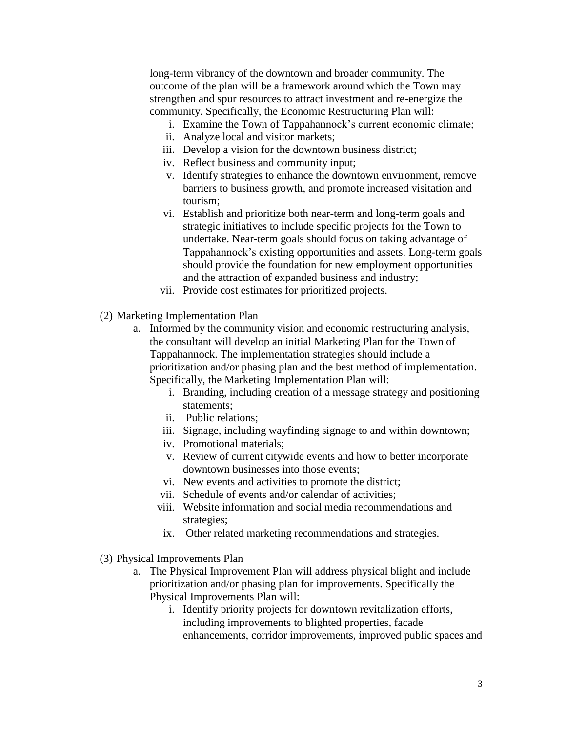long-term vibrancy of the downtown and broader community. The outcome of the plan will be a framework around which the Town may strengthen and spur resources to attract investment and re-energize the community. Specifically, the Economic Restructuring Plan will:

i. Examine the Town of Tappahannock's current economic climate;
ii. Analyze local and visitor markets;
iii. Develop a vision for the downtown business district;
iv. Reflect business and community input;
v. Identify strategies to enhance the downtown environment, remove barriers to business growth, and promote increased visitation and tourism;
vi. Establish and prioritize both near-term and long-term goals and strategic initiatives to include specific projects for the Town to undertake. Near-term goals should focus on taking advantage of Tappahannock's existing opportunities and assets. Long-term goals should provide the foundation for new employment opportunities and the attraction of expanded business and industry;
vii. Provide cost estimates for prioritized projects.

(2) Marketing Implementation Plan

a. Informed by the community vision and economic restructuring analysis, the consultant will develop an initial Marketing Plan for the Town of Tappahannock. The implementation strategies should include a prioritization and/or phasing plan and the best method of implementation. Specifically, the Marketing Implementation Plan will:

i. Branding, including creation of a message strategy and positioning statements;
ii. Public relations;
iii. Signage, including wayfinding signage to and within downtown;
iv. Promotional materials;
v. Review of current citywide events and how to better incorporate downtown businesses into those events;
vi. New events and activities to promote the district;
vii. Schedule of events and/or calendar of activities;
viii. Website information and social media recommendations and strategies;
ix. Other related marketing recommendations and strategies.

(3) Physical Improvements Plan

a. The Physical Improvement Plan will address physical blight and include prioritization and/or phasing plan for improvements. Specifically the Physical Improvements Plan will:

i. Identify priority projects for downtown revitalization efforts, including improvements to blighted properties, facade enhancements, corridor improvements, improved public spaces and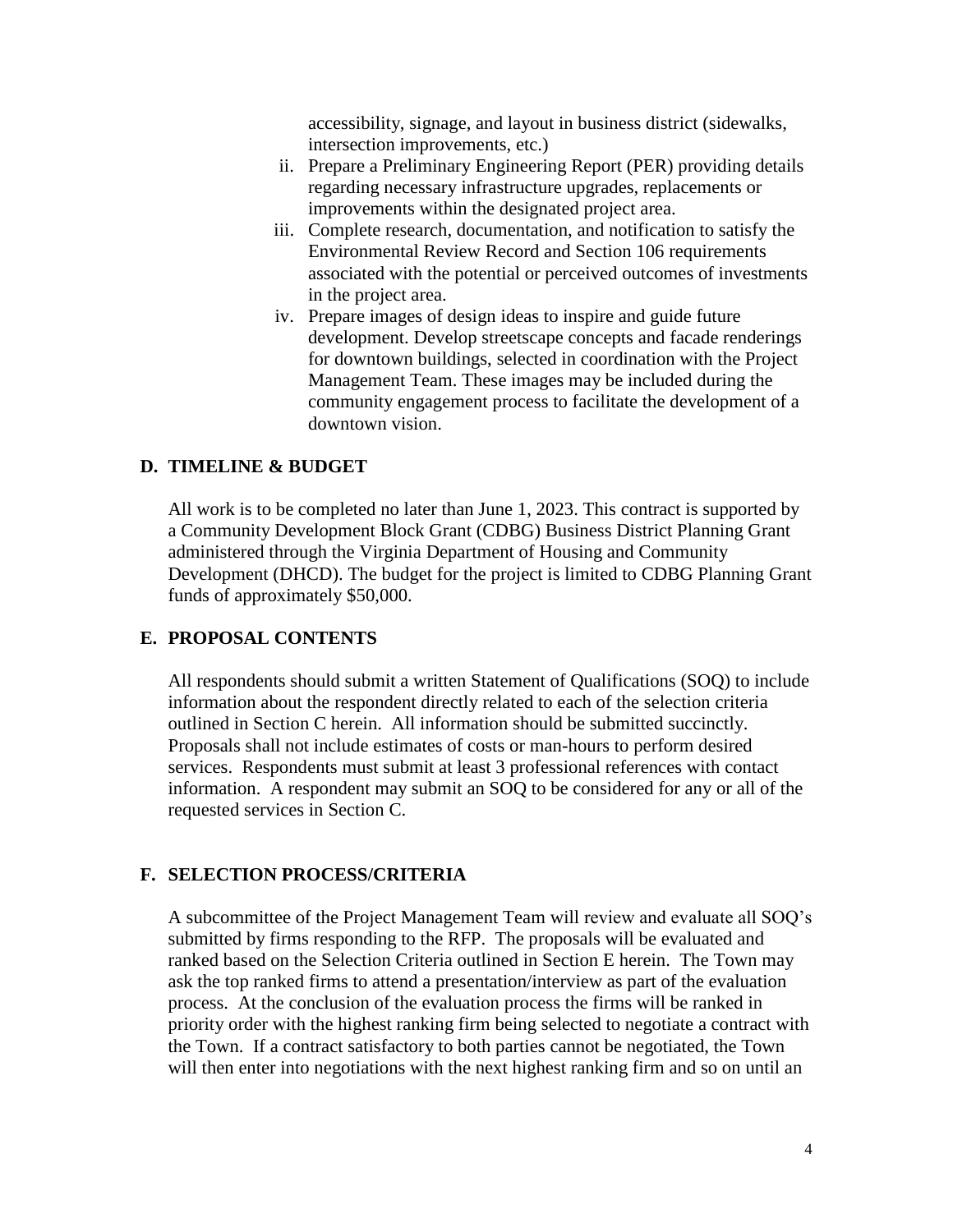accessibility, signage, and layout in business district (sidewalks, intersection improvements, etc.)

ii. Prepare a Preliminary Engineering Report (PER) providing details regarding necessary infrastructure upgrades, replacements or improvements within the designated project area.

iii. Complete research, documentation, and notification to satisfy the Environmental Review Record and Section 106 requirements associated with the potential or perceived outcomes of investments in the project area.

iv. Prepare images of design ideas to inspire and guide future development. Develop streetscape concepts and facade renderings for downtown buildings, selected in coordination with the Project Management Team. These images may be included during the community engagement process to facilitate the development of a downtown vision.

## D. TIMELINE & BUDGET

All work is to be completed no later than June 1, 2023. This contract is supported by a Community Development Block Grant (CDBG) Business District Planning Grant administered through the Virginia Department of Housing and Community Development (DHCD). The budget for the project is limited to CDBG Planning Grant funds of approximately $50,000.

## E. PROPOSAL CONTENTS

All respondents should submit a written Statement of Qualifications (SOQ) to include information about the respondent directly related to each of the selection criteria outlined in Section C herein. All information should be submitted succinctly. Proposals shall not include estimates of costs or man-hours to perform desired services. Respondents must submit at least 3 professional references with contact information. A respondent may submit an SOQ to be considered for any or all of the requested services in Section C.

## F. SELECTION PROCESS/CRITERIA

A subcommittee of the Project Management Team will review and evaluate all SOQ's submitted by firms responding to the RFP. The proposals will be evaluated and ranked based on the Selection Criteria outlined in Section E herein. The Town may ask the top ranked firms to attend a presentation/interview as part of the evaluation process. At the conclusion of the evaluation process the firms will be ranked in priority order with the highest ranking firm being selected to negotiate a contract with the Town. If a contract satisfactory to both parties cannot be negotiated, the Town will then enter into negotiations with the next highest ranking firm and so on until an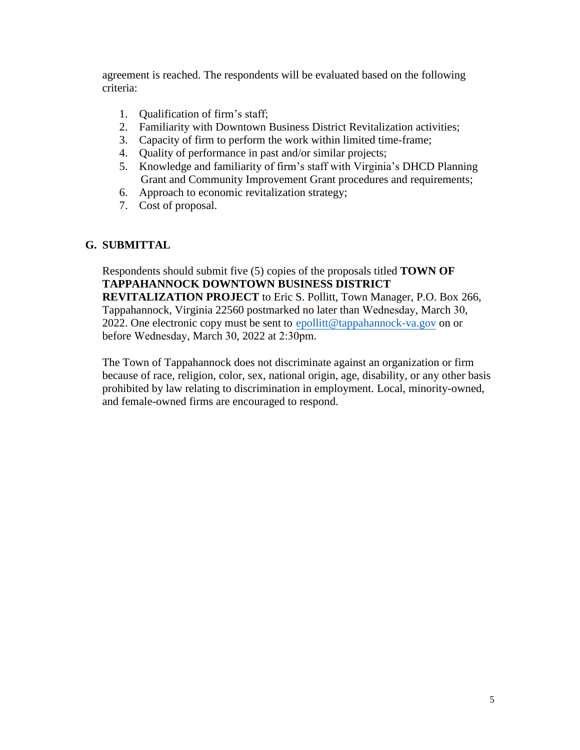agreement is reached. The respondents will be evaluated based on the following criteria:

1. Qualification of firm's staff;
2. Familiarity with Downtown Business District Revitalization activities;
3. Capacity of firm to perform the work within limited time-frame;
4. Quality of performance in past and/or similar projects;
5. Knowledge and familiarity of firm's staff with Virginia's DHCD Planning Grant and Community Improvement Grant procedures and requirements;
6. Approach to economic revitalization strategy;
7. Cost of proposal.

## G. SUBMITTAL

Respondents should submit five (5) copies of the proposals titled **TOWN OF TAPPAHANNOCK DOWNTOWN BUSINESS DISTRICT REVITALIZATION PROJECT** to Eric S. Pollitt, Town Manager, P.O. Box 266, Tappahannock, Virginia 22560 postmarked no later than Wednesday, March 30, 2022. One electronic copy must be sent to epollitt@tappahannock-va.gov on or before Wednesday, March 30, 2022 at 2:30pm.

The Town of Tappahannock does not discriminate against an organization or firm because of race, religion, color, sex, national origin, age, disability, or any other basis prohibited by law relating to discrimination in employment. Local, minority-owned, and female-owned firms are encouraged to respond.